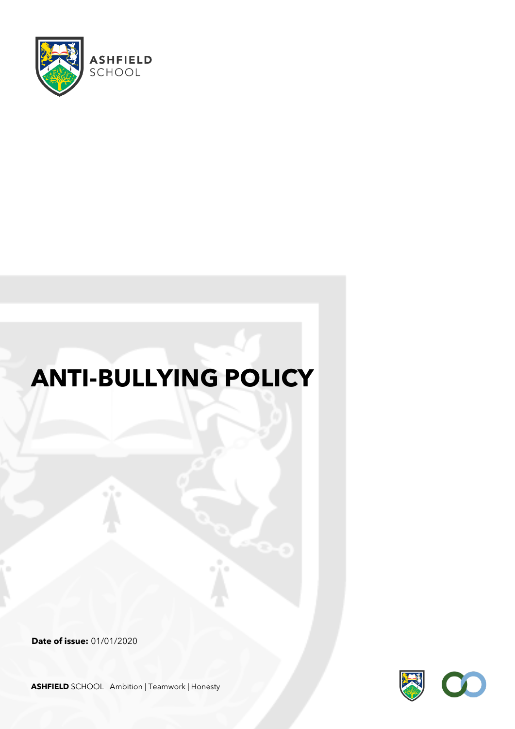ASHFIELD SCHOOL

# ANTI-BULLYING POLICY

**Date of issue:** 01/01/2020

**ASHFIELD** SCHOOL Ambition | Teamwork | Honesty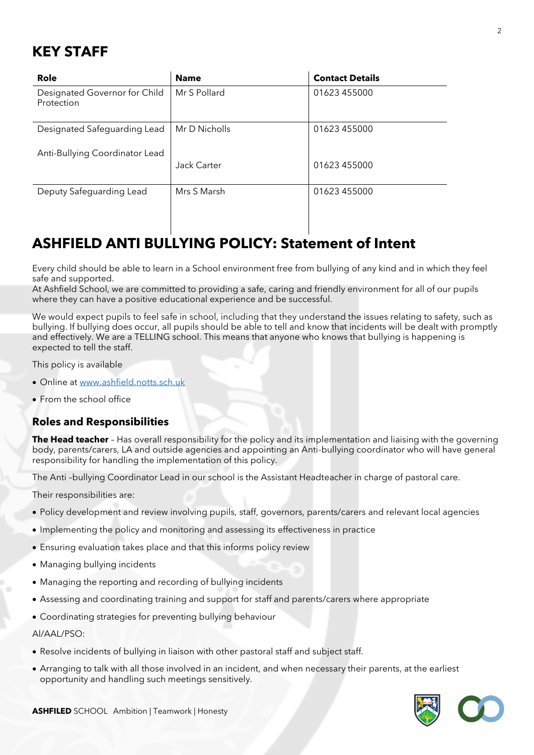## KEY STAFF

| Role | Name | Contact Details |
| --- | --- | --- |
| Designated Governor for Child Protection | Mr S Pollard | 01623 455000 |
| Designated Safeguarding Lead | Mr D Nicholls | 01623 455000 |
| Anti-Bullying Coordinator Lead | Jack Carter | 01623 455000 |
| Deputy Safeguarding Lead | Mrs S Marsh | 01623 455000 |

# ASHFIELD ANTI BULLYING POLICY: Statement of Intent

Every child should be able to learn in a School environment free from bullying of any kind and in which they feel safe and supported.
At Ashfield School, we are committed to providing a safe, caring and friendly environment for all of our pupils where they can have a positive educational experience and be successful.

We would expect pupils to feel safe in school, including that they understand the issues relating to safety, such as bullying. If bullying does occur, all pupils should be able to tell and know that incidents will be dealt with promptly and effectively. We are a TELLING school. This means that anyone who knows that bullying is happening is expected to tell the staff.

This policy is available

- Online at [www.ashfield.notts.sch.uk](http://www.ashfield.notts.sch.uk)
- From the school office

### Roles and Responsibilities

**The Head teacher** – Has overall responsibility for the policy and its implementation and liaising with the governing body, parents/carers, LA and outside agencies and appointing an Anti-bullying coordinator who will have general responsibility for handling the implementation of this policy.

The Anti –bullying Coordinator Lead in our school is the Assistant Headteacher in charge of pastoral care.

Their responsibilities are:

- Policy development and review involving pupils, staff, governors, parents/carers and relevant local agencies
- Implementing the policy and monitoring and assessing its effectiveness in practice
- Ensuring evaluation takes place and that this informs policy review
- Managing bullying incidents
- Managing the reporting and recording of bullying incidents
- Assessing and coordinating training and support for staff and parents/carers where appropriate
- Coordinating strategies for preventing bullying behaviour

AI/AAL/PSO:

- Resolve incidents of bullying in liaison with other pastoral staff and subject staff.
- Arranging to talk with all those involved in an incident, and when necessary their parents, at the earliest opportunity and handling such meetings sensitively.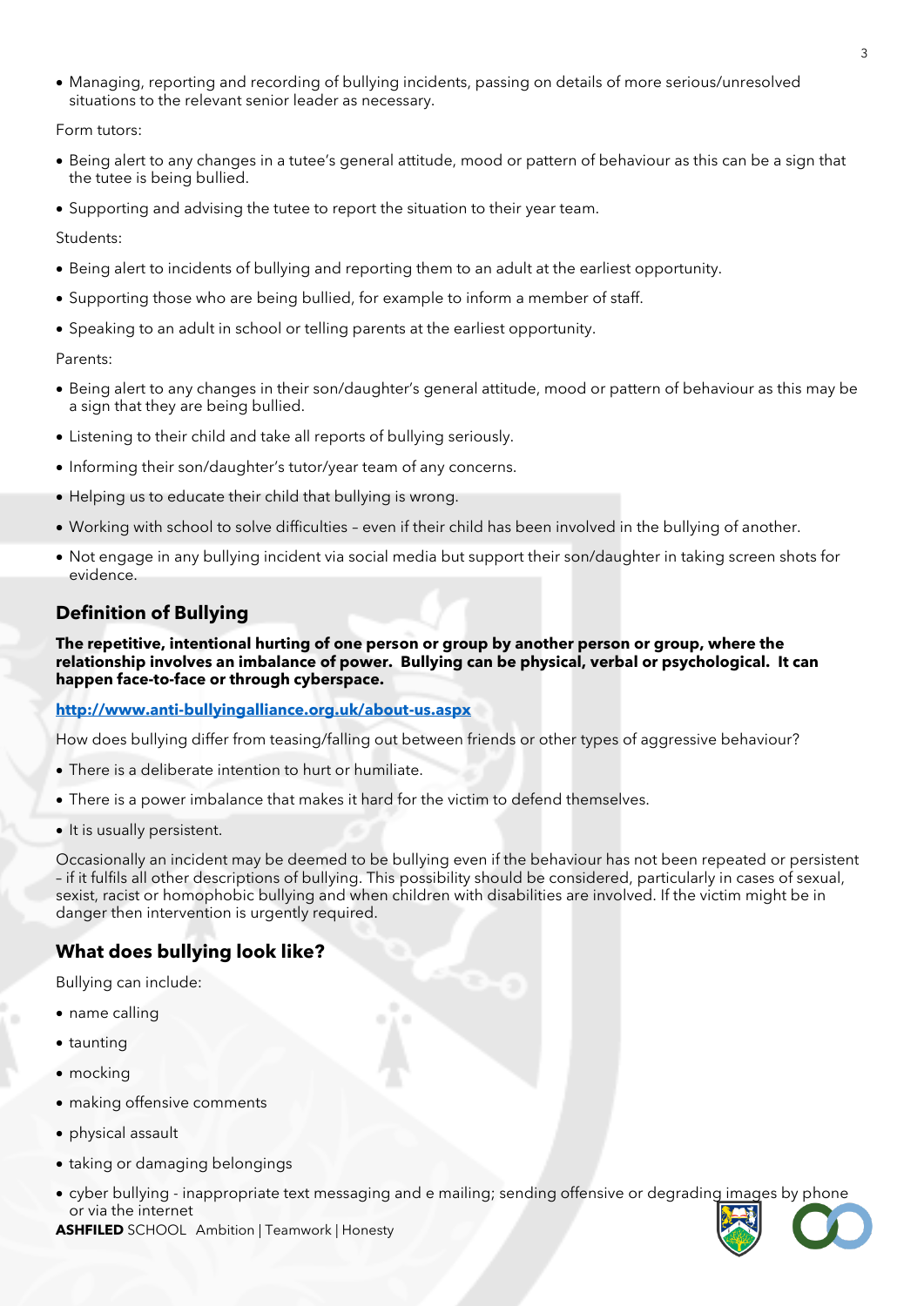- Managing, reporting and recording of bullying incidents, passing on details of more serious/unresolved situations to the relevant senior leader as necessary.

Form tutors:

- Being alert to any changes in a tutee's general attitude, mood or pattern of behaviour as this can be a sign that the tutee is being bullied.
- Supporting and advising the tutee to report the situation to their year team.

Students:

- Being alert to incidents of bullying and reporting them to an adult at the earliest opportunity.
- Supporting those who are being bullied, for example to inform a member of staff.
- Speaking to an adult in school or telling parents at the earliest opportunity.

Parents:

- Being alert to any changes in their son/daughter's general attitude, mood or pattern of behaviour as this may be a sign that they are being bullied.
- Listening to their child and take all reports of bullying seriously.
- Informing their son/daughter's tutor/year team of any concerns.
- Helping us to educate their child that bullying is wrong.
- Working with school to solve difficulties – even if their child has been involved in the bullying of another.
- Not engage in any bullying incident via social media but support their son/daughter in taking screen shots for evidence.

## Definition of Bullying

**The repetitive, intentional hurting of one person or group by another person or group, where the relationship involves an imbalance of power. Bullying can be physical, verbal or psychological. It can happen face-to-face or through cyberspace.**

**http://www.anti-bullyingalliance.org.uk/about-us.aspx**

How does bullying differ from teasing/falling out between friends or other types of aggressive behaviour?

- There is a deliberate intention to hurt or humiliate.
- There is a power imbalance that makes it hard for the victim to defend themselves.
- It is usually persistent.

Occasionally an incident may be deemed to be bullying even if the behaviour has not been repeated or persistent – if it fulfils all other descriptions of bullying. This possibility should be considered, particularly in cases of sexual, sexist, racist or homophobic bullying and when children with disabilities are involved. If the victim might be in danger then intervention is urgently required.

## What does bullying look like?

Bullying can include:

- name calling
- taunting
- mocking
- making offensive comments
- physical assault
- taking or damaging belongings
- cyber bullying - inappropriate text messaging and e mailing; sending offensive or degrading images by phone or via the internet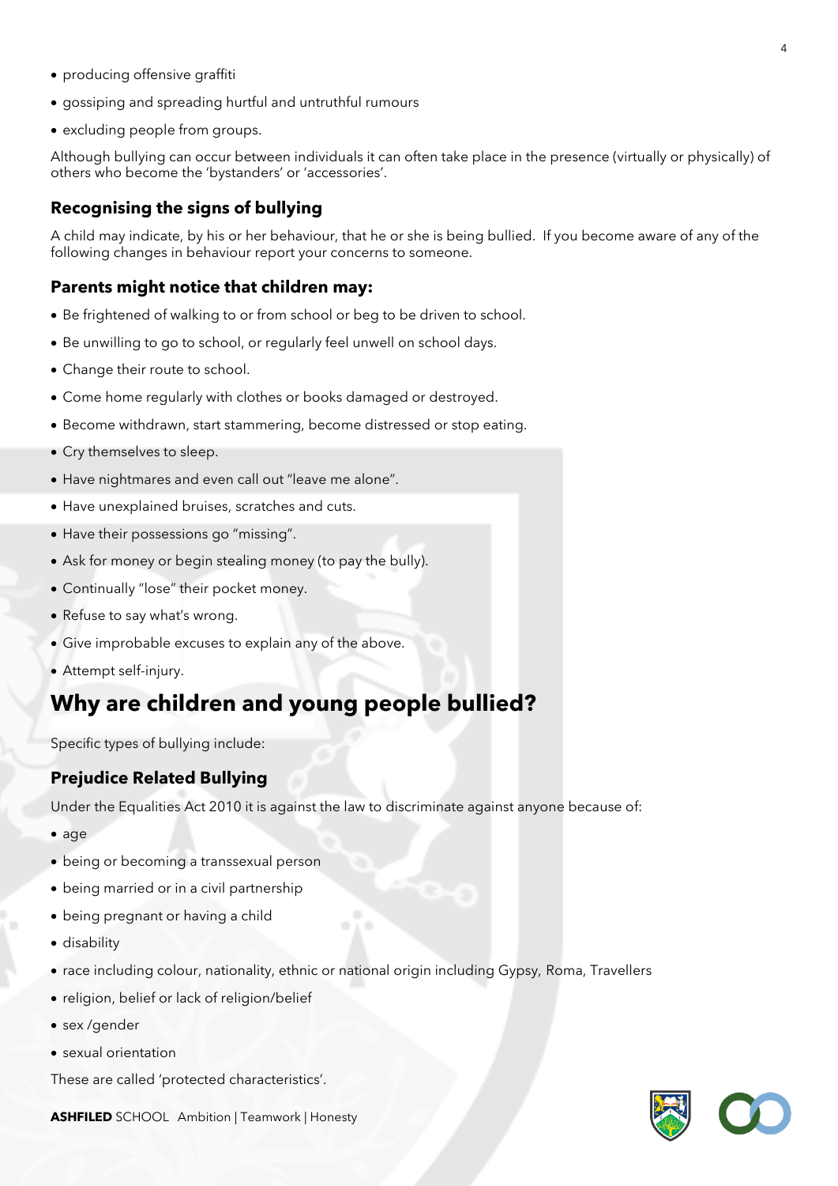- producing offensive graffiti
- gossiping and spreading hurtful and untruthful rumours
- excluding people from groups.

Although bullying can occur between individuals it can often take place in the presence (virtually or physically) of others who become the 'bystanders' or 'accessories'.

### Recognising the signs of bullying

A child may indicate, by his or her behaviour, that he or she is being bullied. If you become aware of any of the following changes in behaviour report your concerns to someone.

### Parents might notice that children may:

- Be frightened of walking to or from school or beg to be driven to school.
- Be unwilling to go to school, or regularly feel unwell on school days.
- Change their route to school.
- Come home regularly with clothes or books damaged or destroyed.
- Become withdrawn, start stammering, become distressed or stop eating.
- Cry themselves to sleep.
- Have nightmares and even call out "leave me alone".
- Have unexplained bruises, scratches and cuts.
- Have their possessions go "missing".
- Ask for money or begin stealing money (to pay the bully).
- Continually "lose" their pocket money.
- Refuse to say what's wrong.
- Give improbable excuses to explain any of the above.
- Attempt self-injury.

## Why are children and young people bullied?

Specific types of bullying include:

### Prejudice Related Bullying

Under the Equalities Act 2010 it is against the law to discriminate against anyone because of:

- age
- being or becoming a transsexual person
- being married or in a civil partnership
- being pregnant or having a child
- disability
- race including colour, nationality, ethnic or national origin including Gypsy, Roma, Travellers
- religion, belief or lack of religion/belief
- sex /gender
- sexual orientation

These are called 'protected characteristics'.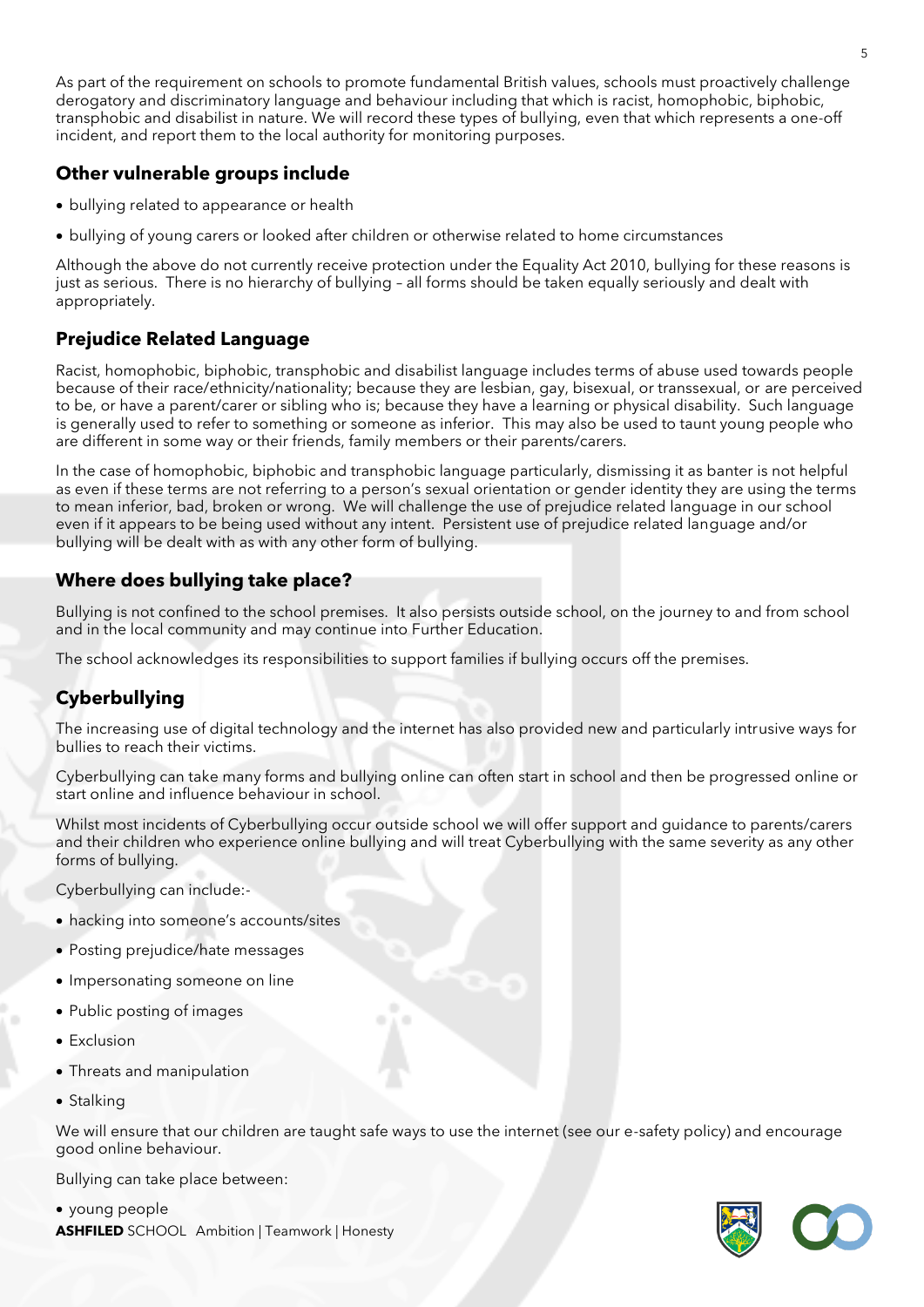As part of the requirement on schools to promote fundamental British values, schools must proactively challenge derogatory and discriminatory language and behaviour including that which is racist, homophobic, biphobic, transphobic and disabilist in nature. We will record these types of bullying, even that which represents a one-off incident, and report them to the local authority for monitoring purposes.

## Other vulnerable groups include

- bullying related to appearance or health
- bullying of young carers or looked after children or otherwise related to home circumstances

Although the above do not currently receive protection under the Equality Act 2010, bullying for these reasons is just as serious. There is no hierarchy of bullying – all forms should be taken equally seriously and dealt with appropriately.

## Prejudice Related Language

Racist, homophobic, biphobic, transphobic and disabilist language includes terms of abuse used towards people because of their race/ethnicity/nationality; because they are lesbian, gay, bisexual, or transsexual, or are perceived to be, or have a parent/carer or sibling who is; because they have a learning or physical disability. Such language is generally used to refer to something or someone as inferior. This may also be used to taunt young people who are different in some way or their friends, family members or their parents/carers.

In the case of homophobic, biphobic and transphobic language particularly, dismissing it as banter is not helpful as even if these terms are not referring to a person's sexual orientation or gender identity they are using the terms to mean inferior, bad, broken or wrong. We will challenge the use of prejudice related language in our school even if it appears to be being used without any intent. Persistent use of prejudice related language and/or bullying will be dealt with as with any other form of bullying.

## Where does bullying take place?

Bullying is not confined to the school premises. It also persists outside school, on the journey to and from school and in the local community and may continue into Further Education.

The school acknowledges its responsibilities to support families if bullying occurs off the premises.

## Cyberbullying

The increasing use of digital technology and the internet has also provided new and particularly intrusive ways for bullies to reach their victims.

Cyberbullying can take many forms and bullying online can often start in school and then be progressed online or start online and influence behaviour in school.

Whilst most incidents of Cyberbullying occur outside school we will offer support and guidance to parents/carers and their children who experience online bullying and will treat Cyberbullying with the same severity as any other forms of bullying.

Cyberbullying can include:-

- hacking into someone's accounts/sites
- Posting prejudice/hate messages
- Impersonating someone on line
- Public posting of images
- Exclusion
- Threats and manipulation
- Stalking

We will ensure that our children are taught safe ways to use the internet (see our e-safety policy) and encourage good online behaviour.

Bullying can take place between:

- young people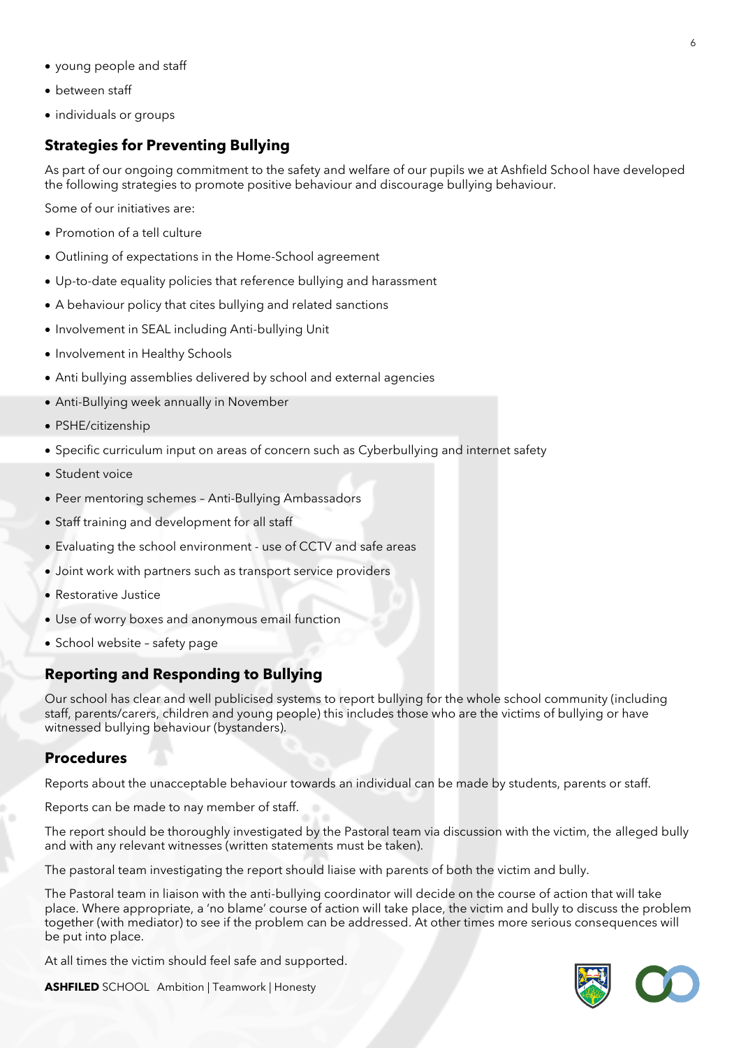- young people and staff
- between staff
- individuals or groups

## Strategies for Preventing Bullying

As part of our ongoing commitment to the safety and welfare of our pupils we at Ashfield School have developed the following strategies to promote positive behaviour and discourage bullying behaviour.

Some of our initiatives are:

- Promotion of a tell culture
- Outlining of expectations in the Home-School agreement
- Up-to-date equality policies that reference bullying and harassment
- A behaviour policy that cites bullying and related sanctions
- Involvement in SEAL including Anti-bullying Unit
- Involvement in Healthy Schools
- Anti bullying assemblies delivered by school and external agencies
- Anti-Bullying week annually in November
- PSHE/citizenship
- Specific curriculum input on areas of concern such as Cyberbullying and internet safety
- Student voice
- Peer mentoring schemes – Anti-Bullying Ambassadors
- Staff training and development for all staff
- Evaluating the school environment - use of CCTV and safe areas
- Joint work with partners such as transport service providers
- Restorative Justice
- Use of worry boxes and anonymous email function
- School website – safety page

## Reporting and Responding to Bullying

Our school has clear and well publicised systems to report bullying for the whole school community (including staff, parents/carers, children and young people) this includes those who are the victims of bullying or have witnessed bullying behaviour (bystanders).

## Procedures

Reports about the unacceptable behaviour towards an individual can be made by students, parents or staff.

Reports can be made to nay member of staff.

The report should be thoroughly investigated by the Pastoral team via discussion with the victim, the alleged bully and with any relevant witnesses (written statements must be taken).

The pastoral team investigating the report should liaise with parents of both the victim and bully.

The Pastoral team in liaison with the anti-bullying coordinator will decide on the course of action that will take place. Where appropriate, a 'no blame' course of action will take place, the victim and bully to discuss the problem together (with mediator) to see if the problem can be addressed. At other times more serious consequences will be put into place.

At all times the victim should feel safe and supported.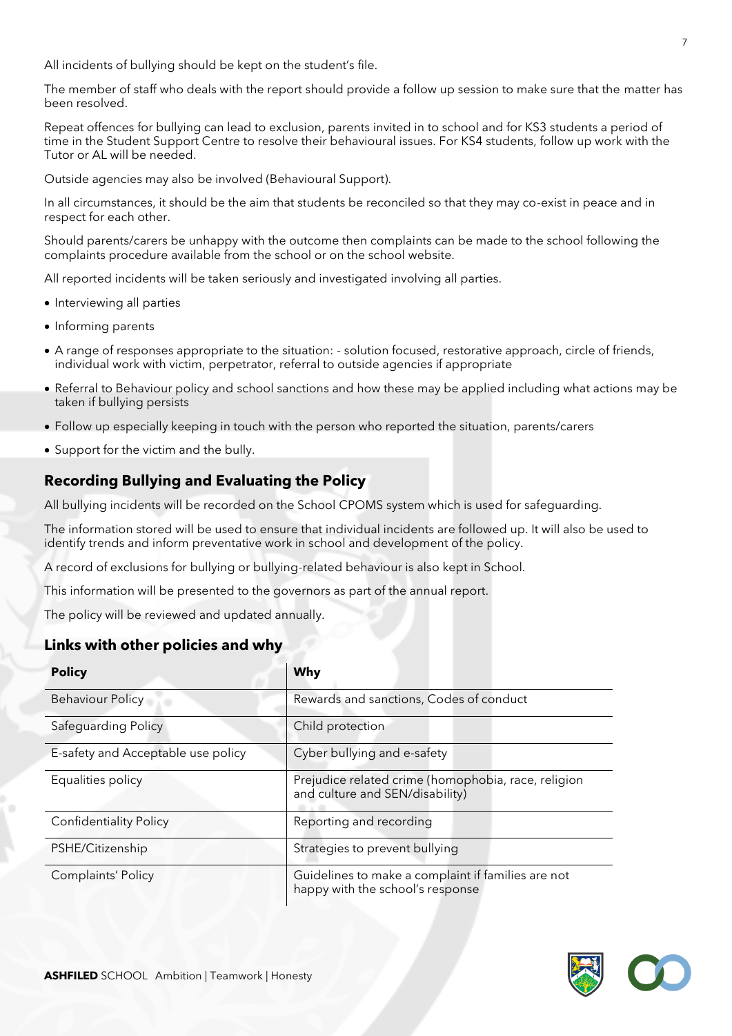All incidents of bullying should be kept on the student's file.

The member of staff who deals with the report should provide a follow up session to make sure that the matter has been resolved.

Repeat offences for bullying can lead to exclusion, parents invited in to school and for KS3 students a period of time in the Student Support Centre to resolve their behavioural issues. For KS4 students, follow up work with the Tutor or AL will be needed.

Outside agencies may also be involved (Behavioural Support).

In all circumstances, it should be the aim that students be reconciled so that they may co-exist in peace and in respect for each other.

Should parents/carers be unhappy with the outcome then complaints can be made to the school following the complaints procedure available from the school or on the school website.

All reported incidents will be taken seriously and investigated involving all parties.

- Interviewing all parties
- Informing parents
- A range of responses appropriate to the situation: - solution focused, restorative approach, circle of friends, individual work with victim, perpetrator, referral to outside agencies if appropriate
- Referral to Behaviour policy and school sanctions and how these may be applied including what actions may be taken if bullying persists
- Follow up especially keeping in touch with the person who reported the situation, parents/carers
- Support for the victim and the bully.

## Recording Bullying and Evaluating the Policy

All bullying incidents will be recorded on the School CPOMS system which is used for safeguarding.

The information stored will be used to ensure that individual incidents are followed up. It will also be used to identify trends and inform preventative work in school and development of the policy.

A record of exclusions for bullying or bullying-related behaviour is also kept in School.

This information will be presented to the governors as part of the annual report.

The policy will be reviewed and updated annually.

## Links with other policies and why

| Policy | Why |
| --- | --- |
| Behaviour Policy | Rewards and sanctions, Codes of conduct |
| Safeguarding Policy | Child protection |
| E-safety and Acceptable use policy | Cyber bullying and e-safety |
| Equalities policy | Prejudice related crime (homophobia, race, religion and culture and SEN/disability) |
| Confidentiality Policy | Reporting and recording |
| PSHE/Citizenship | Strategies to prevent bullying |
| Complaints' Policy | Guidelines to make a complaint if families are not happy with the school's response |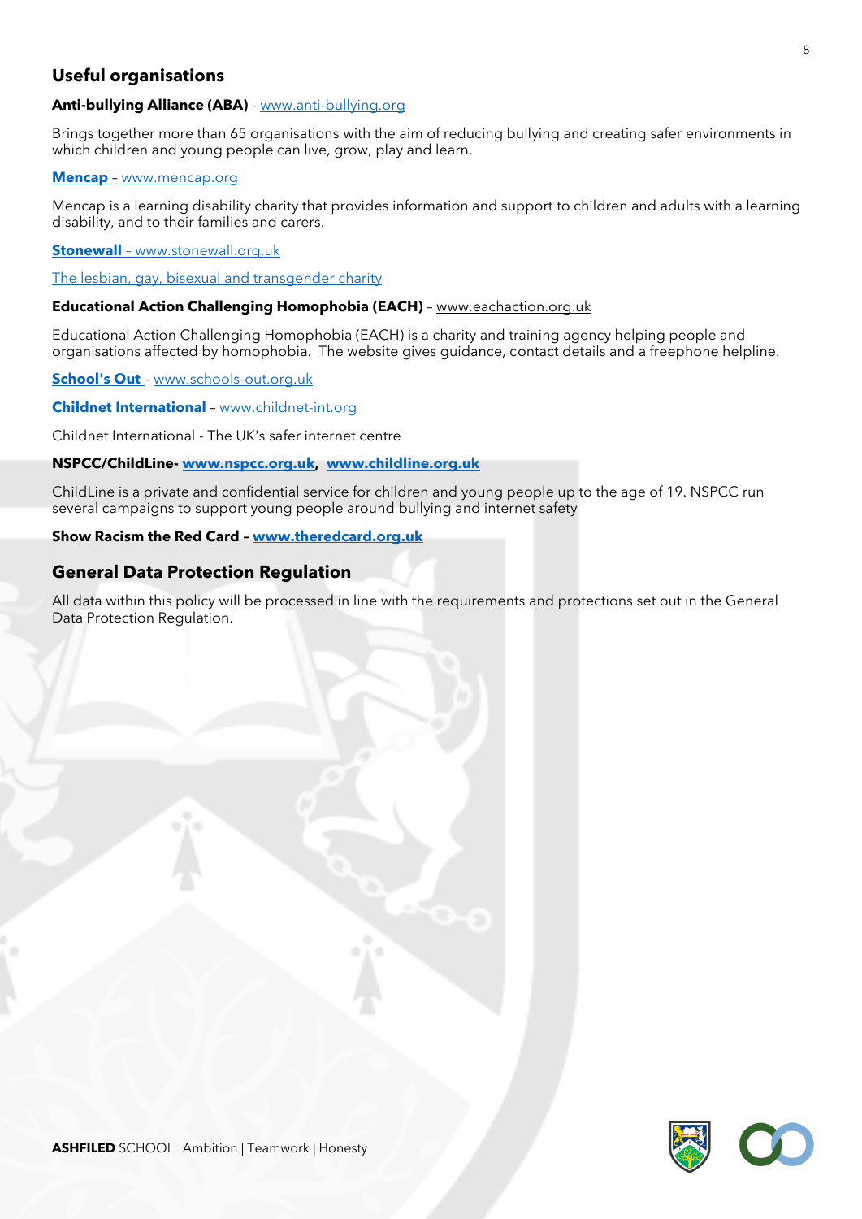## Useful organisations

**Anti-bullying Alliance (ABA)** - www.anti-bullying.org

Brings together more than 65 organisations with the aim of reducing bullying and creating safer environments in which children and young people can live, grow, play and learn.

**Mencap** – www.mencap.org

Mencap is a learning disability charity that provides information and support to children and adults with a learning disability, and to their families and carers.

**Stonewall** – www.stonewall.org.uk

The lesbian, gay, bisexual and transgender charity

**Educational Action Challenging Homophobia (EACH)** – www.eachaction.org.uk

Educational Action Challenging Homophobia (EACH) is a charity and training agency helping people and organisations affected by homophobia. The website gives guidance, contact details and a freephone helpline.

**School's Out** – www.schools-out.org.uk

**Childnet International** – www.childnet-int.org

Childnet International - The UK's safer internet centre

**NSPCC/ChildLine- www.nspcc.org.uk, www.childline.org.uk**

ChildLine is a private and confidential service for children and young people up to the age of 19. NSPCC run several campaigns to support young people around bullying and internet safety

**Show Racism the Red Card – www.theredcard.org.uk**

## General Data Protection Regulation

All data within this policy will be processed in line with the requirements and protections set out in the General Data Protection Regulation.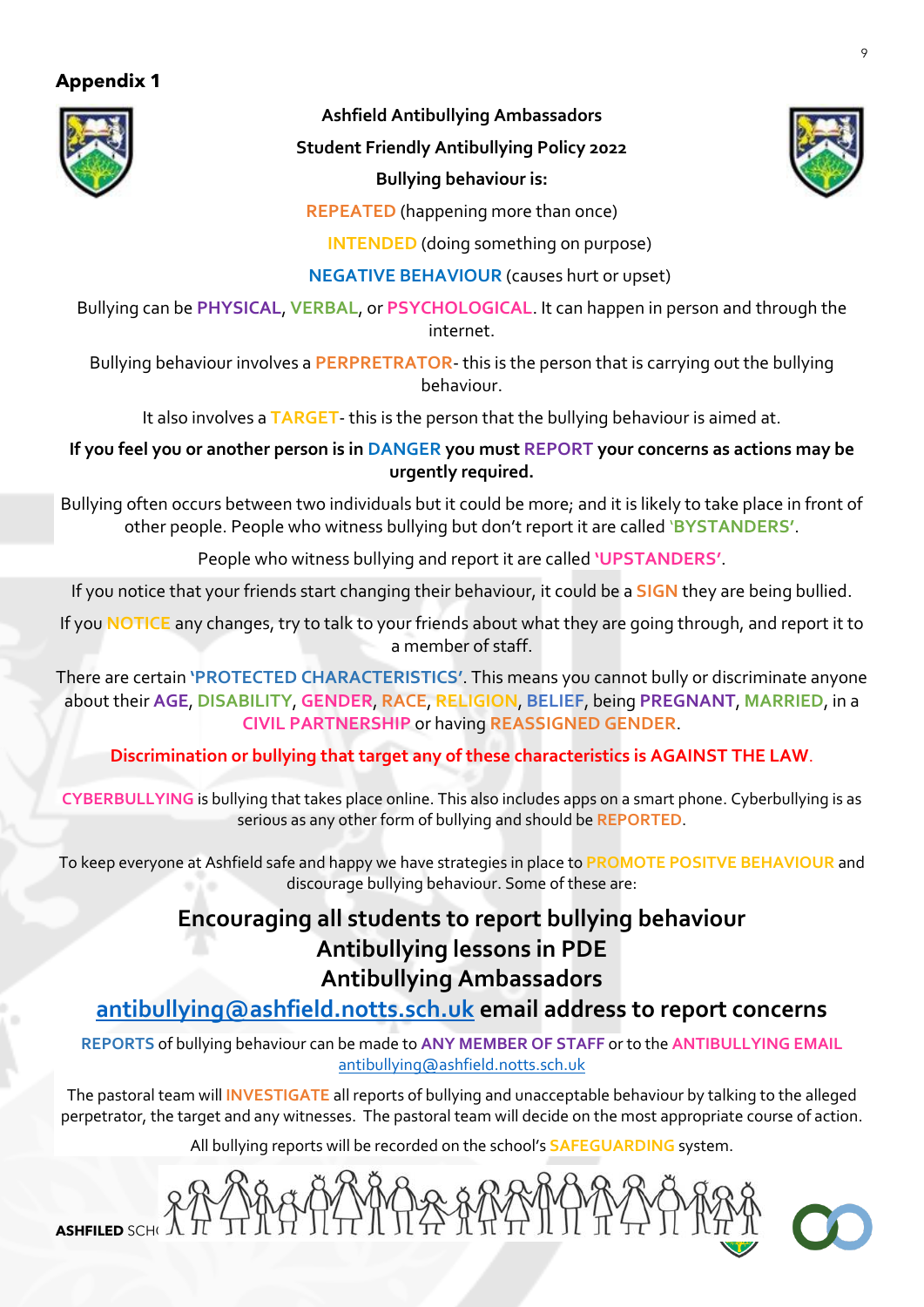## Appendix 1

**Ashfield Antibullying Ambassadors**

**Student Friendly Antibullying Policy 2022**

**Bullying behaviour is:**

REPEATED (happening more than once)

INTENDED (doing something on purpose)

NEGATIVE BEHAVIOUR (causes hurt or upset)

Bullying can be PHYSICAL, VERBAL, or PSYCHOLOGICAL. It can happen in person and through the internet.

Bullying behaviour involves a PERPRETRATOR- this is the person that is carrying out the bullying behaviour.

It also involves a TARGET- this is the person that the bullying behaviour is aimed at.

**If you feel you or another person is in DANGER you must REPORT your concerns as actions may be urgently required.**

Bullying often occurs between two individuals but it could be more; and it is likely to take place in front of other people. People who witness bullying but don't report it are called 'BYSTANDERS'.

People who witness bullying and report it are called 'UPSTANDERS'.

If you notice that your friends start changing their behaviour, it could be a SIGN they are being bullied.

If you NOTICE any changes, try to talk to your friends about what they are going through, and report it to a member of staff.

There are certain 'PROTECTED CHARACTERISTICS'. This means you cannot bully or discriminate anyone about their AGE, DISABILITY, GENDER, RACE, RELIGION, BELIEF, being PREGNANT, MARRIED, in a CIVIL PARTNERSHIP or having REASSIGNED GENDER.

Discrimination or bullying that target any of these characteristics is AGAINST THE LAW.

CYBERBULLYING is bullying that takes place online. This also includes apps on a smart phone. Cyberbullying is as serious as any other form of bullying and should be REPORTED.

To keep everyone at Ashfield safe and happy we have strategies in place to PROMOTE POSITVE BEHAVIOUR and discourage bullying behaviour. Some of these are:

**Encouraging all students to report bullying behaviour**
**Antibullying lessons in PDE**
**Antibullying Ambassadors**
**antibullying@ashfield.notts.sch.uk email address to report concerns**

REPORTS of bullying behaviour can be made to ANY MEMBER OF STAFF or to the ANTIBULLYING EMAIL antibullying@ashfield.notts.sch.uk

The pastoral team will INVESTIGATE all reports of bullying and unacceptable behaviour by talking to the alleged perpetrator, the target and any witnesses. The pastoral team will decide on the most appropriate course of action.

All bullying reports will be recorded on the school's SAFEGUARDING system.